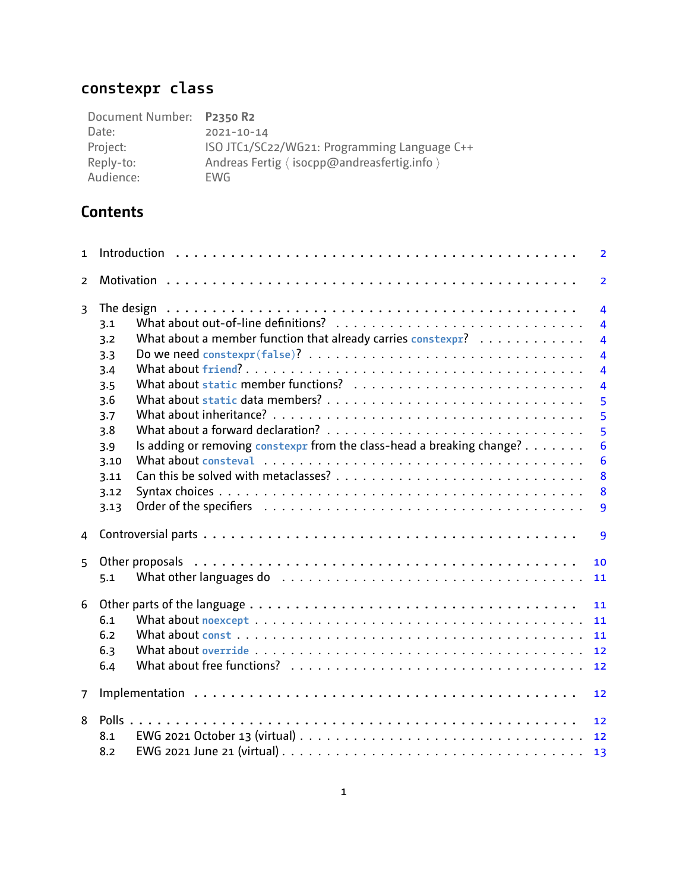# `constexpr class`

| | |
|---|---|
| Document Number: | **P2350 R2** |
| Date: | 2021-10-14 |
| Project: | ISO JTC1/SC22/WG21: Programming Language C++ |
| Reply-to: | Andreas Fertig ⟨ isocpp@andreasfertig.info ⟩ |
| Audience: | EWG |

## Contents

1 Introduction . . . 2

2 Motivation . . . 2

3 The design . . . 4
- 3.1 What about out-of-line definitions? . . . 4
- 3.2 What about a member function that already carries `constexpr`? . . . 4
- 3.3 Do we need `constexpr(false)`? . . . 4
- 3.4 What about `friend`? . . . 4
- 3.5 What about `static` member functions? . . . 4
- 3.6 What about `static` data members? . . . 5
- 3.7 What about inheritance? . . . 5
- 3.8 What about a forward declaration? . . . 5
- 3.9 Is adding or removing `constexpr` from the class-head a breaking change? . . . 6
- 3.10 What about `consteval` . . . 6
- 3.11 Can this be solved with metaclasses? . . . 8
- 3.12 Syntax choices . . . 8
- 3.13 Order of the specifiers . . . 9

4 Controversial parts . . . 9

5 Other proposals . . . 10
- 5.1 What other languages do . . . 11

6 Other parts of the language . . . 11
- 6.1 What about `noexcept` . . . 11
- 6.2 What about `const` . . . 11
- 6.3 What about `override` . . . 12
- 6.4 What about free functions? . . . 12

7 Implementation . . . 12

8 Polls . . . 12
- 8.1 EWG 2021 October 13 (virtual) . . . 12
- 8.2 EWG 2021 June 21 (virtual) . . . 13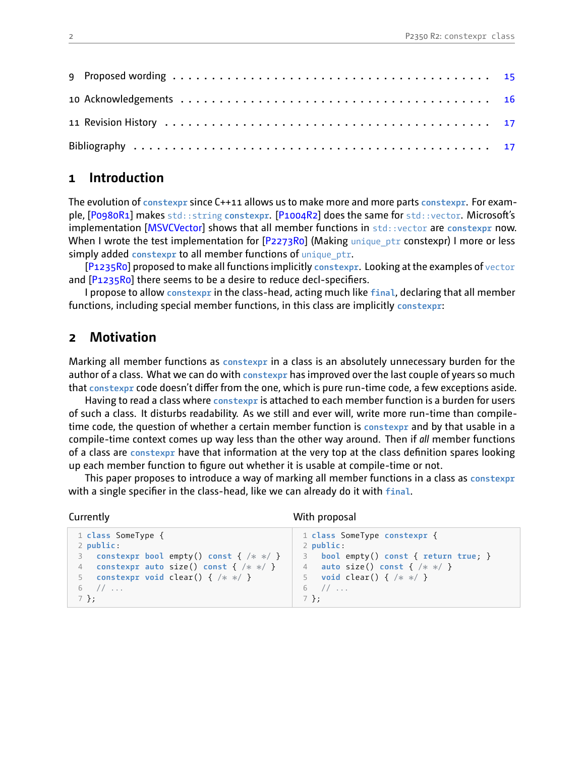| | |
|---|---|
| 9 Proposed wording | 15 |
| 10 Acknowledgements | 16 |
| 11 Revision History | 17 |
| Bibliography | 17 |

## 1 Introduction

The evolution of `constexpr` since C++11 allows us to make more and more parts `constexpr`. For example, [P0980R1] makes `std::string` `constexpr`. [P1004R2] does the same for `std::vector`. Microsoft's implementation [MSVCVector] shows that all member functions in `std::vector` are `constexpr` now. When I wrote the test implementation for [P2273R0] (Making `unique_ptr` constexpr) I more or less simply added `constexpr` to all member functions of `unique_ptr`.

[P1235R0] proposed to make all functions implicitly `constexpr`. Looking at the examples of `vector` and [P1235R0] there seems to be a desire to reduce decl-specifiers.

I propose to allow `constexpr` in the class-head, acting much like `final`, declaring that all member functions, including special member functions, in this class are implicitly `constexpr`:

## 2 Motivation

Marking all member functions as `constexpr` in a class is an absolutely unnecessary burden for the author of a class. What we can do with `constexpr` has improved over the last couple of years so much that `constexpr` code doesn't differ from the one, which is pure run-time code, a few exceptions aside.

Having to read a class where `constexpr` is attached to each member function is a burden for users of such a class. It disturbs readability. As we still and ever will, write more run-time than compile-time code, the question of whether a certain member function is `constexpr` and by that usable in a compile-time context comes up way less than the other way around. Then if *all* member functions of a class are `constexpr` have that information at the very top at the class definition spares looking up each member function to figure out whether it is usable at compile-time or not.

This paper proposes to introduce a way of marking all member functions in a class as `constexpr` with a single specifier in the class-head, like we can already do it with `final`.

Currently

```cpp
class SomeType {
public:
  constexpr bool empty() const { /* */ }
  constexpr auto size() const { /* */ }
  constexpr void clear() { /* */ }
  // ...
};
```

With proposal

```cpp
class SomeType constexpr {
public:
  bool empty() const { return true; }
  auto size() const { /* */ }
  void clear() { /* */ }
  // ...
};
```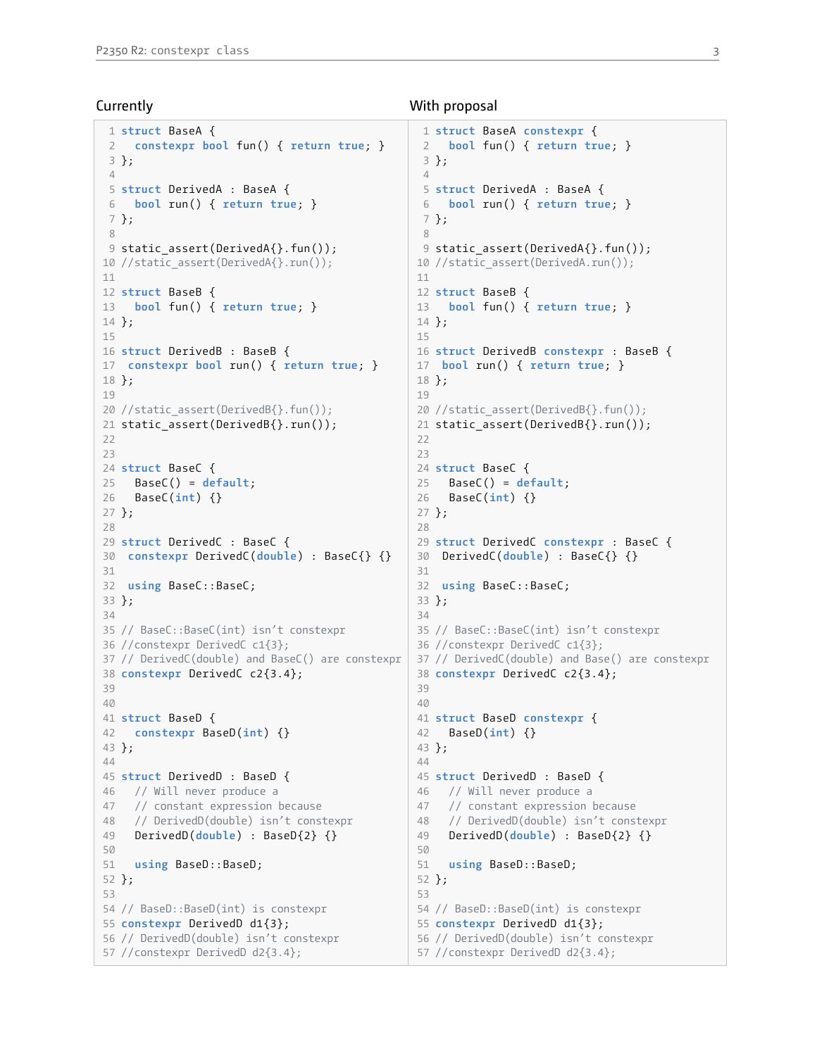**Currently**

```cpp
struct BaseA {
  constexpr bool fun() { return true; }
};

struct DerivedA : BaseA {
  bool run() { return true; }
};

static_assert(DerivedA{}.fun());
//static_assert(DerivedA{}.run());

struct BaseB {
  bool fun() { return true; }
};

struct DerivedB : BaseB {
 constexpr bool run() { return true; }
};

//static_assert(DerivedB{}.fun());
static_assert(DerivedB{}.run());


struct BaseC {
  BaseC() = default;
  BaseC(int) {}
};

struct DerivedC : BaseC {
 constexpr DerivedC(double) : BaseC{} {}

 using BaseC::BaseC;
};

// BaseC::BaseC(int) isn't constexpr
//constexpr DerivedC c1{3};
// DerivedC(double) and BaseC() are constexpr
constexpr DerivedC c2{3.4};


struct BaseD {
  constexpr BaseD(int) {}
};

struct DerivedD : BaseD {
  // Will never produce a
  // constant expression because
  // DerivedD(double) isn't constexpr
  DerivedD(double) : BaseD{2} {}

  using BaseD::BaseD;
};

// BaseD::BaseD(int) is constexpr
constexpr DerivedD d1{3};
// DerivedD(double) isn't constexpr
//constexpr DerivedD d2{3.4};
```

**With proposal**

```cpp
struct BaseA constexpr {
  bool fun() { return true; }
};

struct DerivedA : BaseA {
  bool run() { return true; }
};

static_assert(DerivedA{}.fun());
//static_assert(DerivedA.run());

struct BaseB {
  bool fun() { return true; }
};

struct DerivedB constexpr : BaseB {
 bool run() { return true; }
};

//static_assert(DerivedB{}.fun());
static_assert(DerivedB{}.run());


struct BaseC {
  BaseC() = default;
  BaseC(int) {}
};

struct DerivedC constexpr : BaseC {
 DerivedC(double) : BaseC{} {}

 using BaseC::BaseC;
};

// BaseC::BaseC(int) isn't constexpr
//constexpr DerivedC c1{3};
// DerivedC(double) and Base() are constexpr
constexpr DerivedC c2{3.4};


struct BaseD constexpr {
  BaseD(int) {}
};

struct DerivedD : BaseD {
  // Will never produce a
  // constant expression because
  // DerivedD(double) isn't constexpr
  DerivedD(double) : BaseD{2} {}

  using BaseD::BaseD;
};

// BaseD::BaseD(int) is constexpr
constexpr DerivedD d1{3};
// DerivedD(double) isn't constexpr
//constexpr DerivedD d2{3.4};
```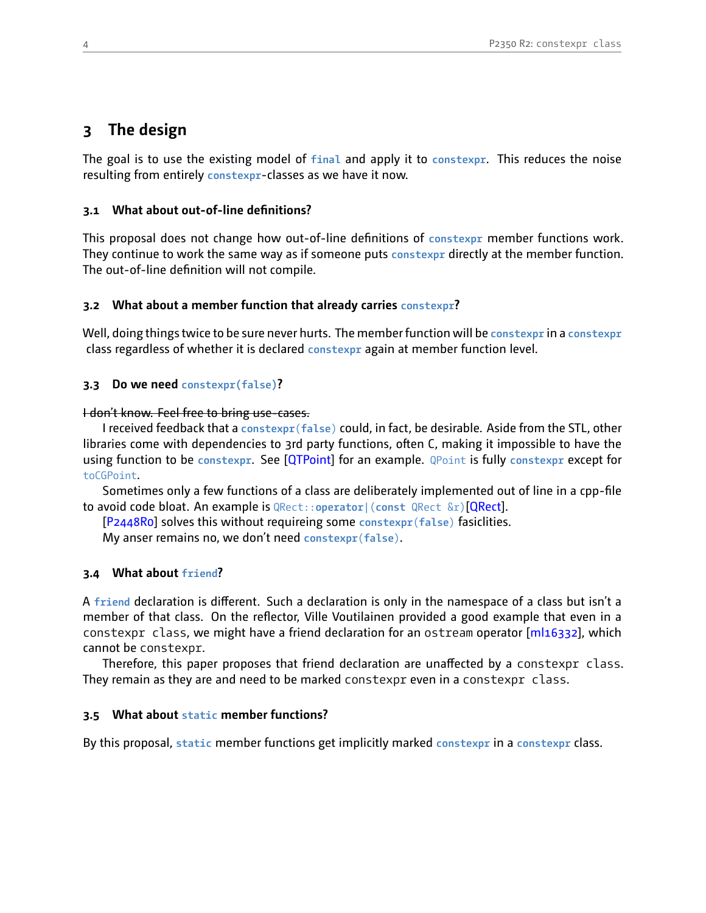# 3 The design

The goal is to use the existing model of `final` and apply it to `constexpr`. This reduces the noise resulting from entirely `constexpr`-classes as we have it now.

### 3.1 What about out-of-line definitions?

This proposal does not change how out-of-line definitions of `constexpr` member functions work. They continue to work the same way as if someone puts `constexpr` directly at the member function. The out-of-line definition will not compile.

### 3.2 What about a member function that already carries `constexpr`?

Well, doing things twice to be sure never hurts. The member function will be `constexpr` in a `constexpr` class regardless of whether it is declared `constexpr` again at member function level.

### 3.3 Do we need `constexpr(false)`?

~~I don't know. Feel free to bring use-cases.~~

I received feedback that a `constexpr(false)` could, in fact, be desirable. Aside from the STL, other libraries come with dependencies to 3rd party functions, often C, making it impossible to have the using function to be `constexpr`. See [QTPoint] for an example. `QPoint` is fully `constexpr` except for `toCGPoint`.

Sometimes only a few functions of a class are deliberately implemented out of line in a cpp-file to avoid code bloat. An example is `QRect::operator|(const QRect &r)`[QRect].

[P2448R0] solves this without requireing some `constexpr(false)` fasiclities.

My anser remains no, we don't need `constexpr(false)`.

### 3.4 What about `friend`?

A `friend` declaration is different. Such a declaration is only in the namespace of a class but isn't a member of that class. On the reflector, Ville Voutilainen provided a good example that even in a `constexpr class`, we might have a friend declaration for an `ostream` operator [ml16332], which cannot be `constexpr`.

Therefore, this paper proposes that friend declaration are unaffected by a `constexpr class`. They remain as they are and need to be marked `constexpr` even in a `constexpr class`.

### 3.5 What about `static` member functions?

By this proposal, `static` member functions get implicitly marked `constexpr` in a `constexpr` class.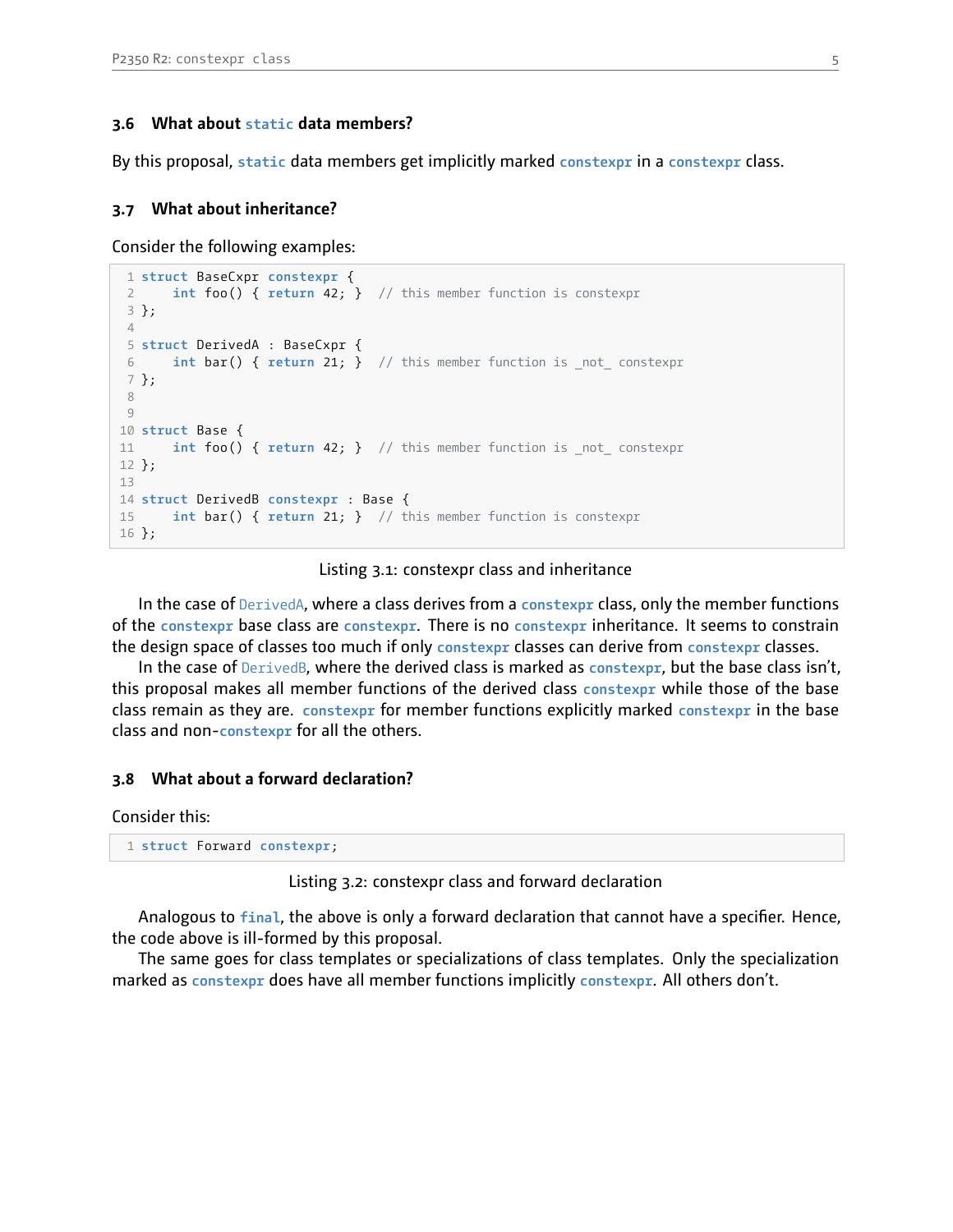### 3.6 What about `static` data members?

By this proposal, `static` data members get implicitly marked `constexpr` in a `constexpr` class.

### 3.7 What about inheritance?

Consider the following examples:

```
struct BaseCxpr constexpr {
    int foo() { return 42; }  // this member function is constexpr
};

struct DerivedA : BaseCxpr {
    int bar() { return 21; }  // this member function is _not_ constexpr
};


struct Base {
    int foo() { return 42; }  // this member function is _not_ constexpr
};

struct DerivedB constexpr : Base {
    int bar() { return 21; }  // this member function is constexpr
};
```

Listing 3.1: constexpr class and inheritance

In the case of DerivedA, where a class derives from a `constexpr` class, only the member functions of the `constexpr` base class are `constexpr`. There is no `constexpr` inheritance. It seems to constrain the design space of classes too much if only `constexpr` classes can derive from `constexpr` classes.

In the case of DerivedB, where the derived class is marked as `constexpr`, but the base class isn't, this proposal makes all member functions of the derived class `constexpr` while those of the base class remain as they are. `constexpr` for member functions explicitly marked `constexpr` in the base class and non-`constexpr` for all the others.

### 3.8 What about a forward declaration?

Consider this:

```
struct Forward constexpr;
```

Listing 3.2: constexpr class and forward declaration

Analogous to `final`, the above is only a forward declaration that cannot have a specifier. Hence, the code above is ill-formed by this proposal.

The same goes for class templates or specializations of class templates. Only the specialization marked as `constexpr` does have all member functions implicitly `constexpr`. All others don't.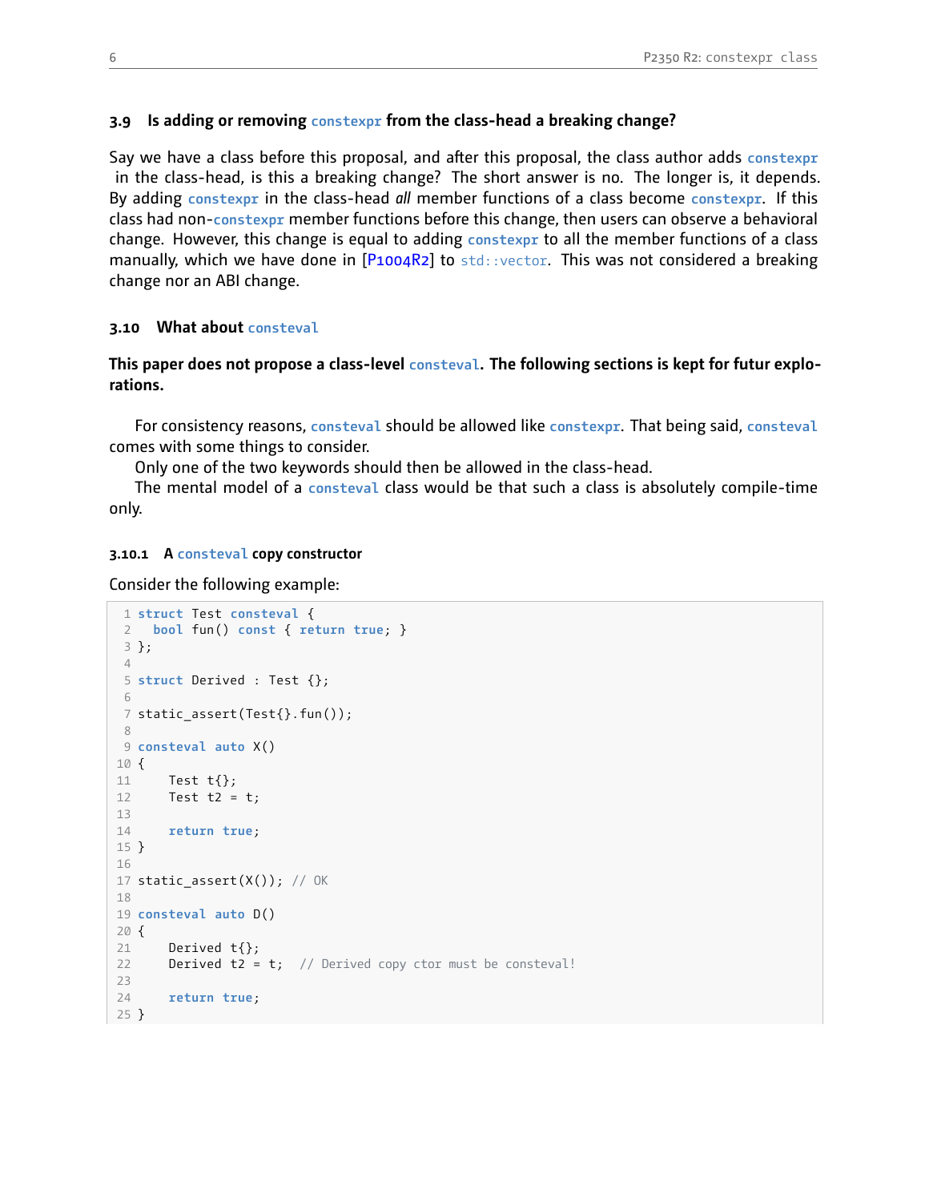### 3.9 Is adding or removing `constexpr` from the class-head a breaking change?

Say we have a class before this proposal, and after this proposal, the class author adds `constexpr` in the class-head, is this a breaking change? The short answer is no. The longer is, it depends. By adding `constexpr` in the class-head *all* member functions of a class become `constexpr`. If this class had non-`constexpr` member functions before this change, then users can observe a behavioral change. However, this change is equal to adding `constexpr` to all the member functions of a class manually, which we have done in [P1004R2] to `std::vector`. This was not considered a breaking change nor an ABI change.

### 3.10 What about `consteval`

**This paper does not propose a class-level `consteval`. The following sections is kept for futur explorations.**

For consistency reasons, `consteval` should be allowed like `constexpr`. That being said, `consteval` comes with some things to consider.

Only one of the two keywords should then be allowed in the class-head.

The mental model of a `consteval` class would be that such a class is absolutely compile-time only.

#### 3.10.1 A `consteval` copy constructor

Consider the following example:

```
struct Test consteval {
  bool fun() const { return true; }
};

struct Derived : Test {};

static_assert(Test{}.fun());

consteval auto X()
{
    Test t{};
    Test t2 = t;

    return true;
}

static_assert(X()); // OK

consteval auto D()
{
    Derived t{};
    Derived t2 = t;  // Derived copy ctor must be consteval!

    return true;
}
```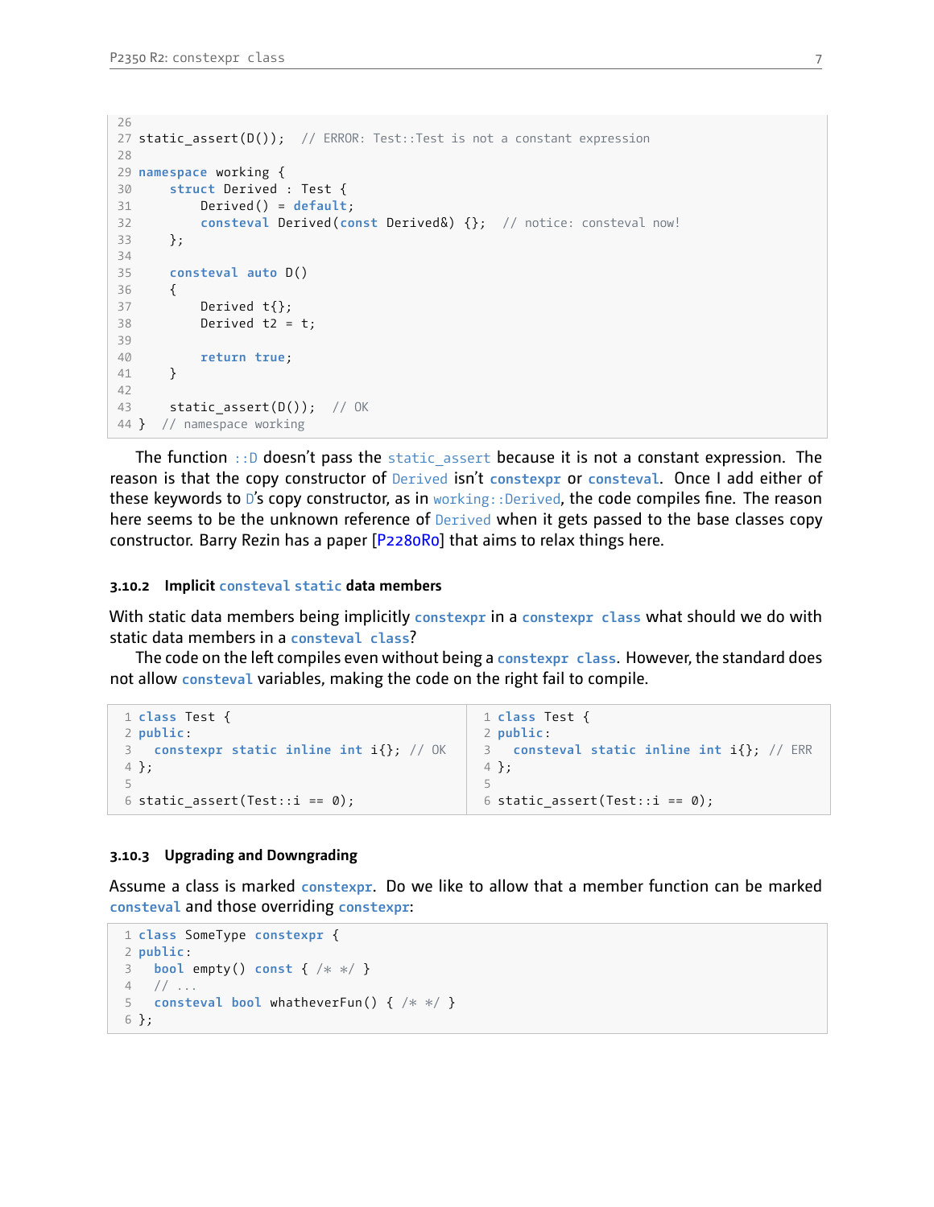```cpp
26
27 static_assert(D());  // ERROR: Test::Test is not a constant expression
28
29 namespace working {
30     struct Derived : Test {
31         Derived() = default;
32         consteval Derived(const Derived&) {};  // notice: consteval now!
33     };
34
35     consteval auto D()
36     {
37         Derived t{};
38         Derived t2 = t;
39
40         return true;
41     }
42
43     static_assert(D());  // OK
44 }  // namespace working
```

The function `::D` doesn't pass the `static_assert` because it is not a constant expression. The reason is that the copy constructor of `Derived` isn't `constexpr` or `consteval`. Once I add either of these keywords to `D`'s copy constructor, as in `working::Derived`, the code compiles fine. The reason here seems to be the unknown reference of `Derived` when it gets passed to the base classes copy constructor. Barry Rezin has a paper [P2280R0] that aims to relax things here.

### 3.10.2 Implicit `consteval static` data members

With static data members being implicitly `constexpr` in a `constexpr class` what should we do with static data members in a `consteval class`?

The code on the left compiles even without being a `constexpr class`. However, the standard does not allow `consteval` variables, making the code on the right fail to compile.

```cpp
1 class Test {
2 public:
3   constexpr static inline int i{}; // OK
4 };
5
6 static_assert(Test::i == 0);
```

```cpp
1 class Test {
2 public:
3   consteval static inline int i{}; // ERR
4 };
5
6 static_assert(Test::i == 0);
```

### 3.10.3 Upgrading and Downgrading

Assume a class is marked `constexpr`. Do we like to allow that a member function can be marked `consteval` and those overriding `constexpr`:

```cpp
1 class SomeType constexpr {
2 public:
3   bool empty() const { /* */ }
4   // ...
5   consteval bool whatheverFun() { /* */ }
6 };
```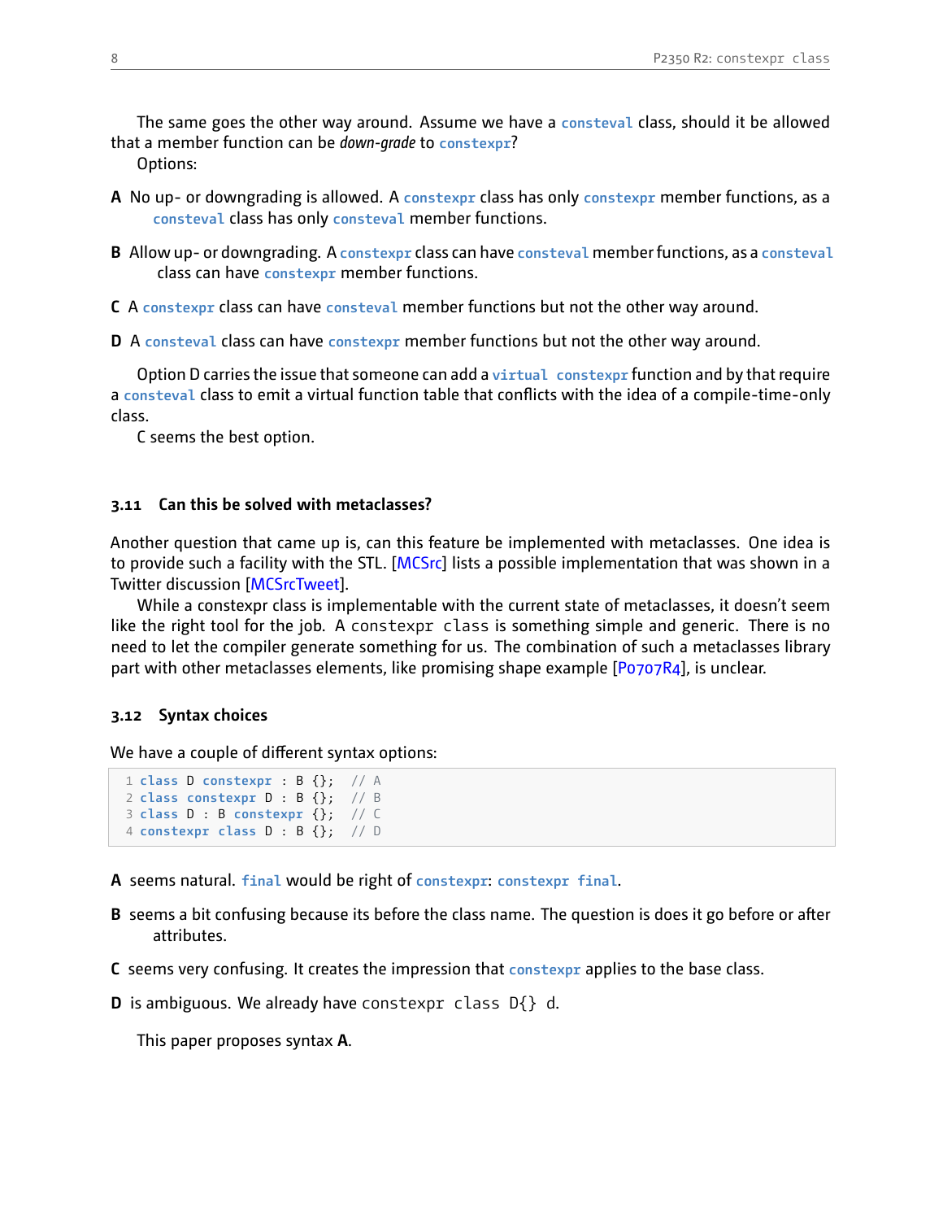The same goes the other way around. Assume we have a `consteval` class, should it be allowed that a member function can be *down-grade* to `constexpr`?

Options:

**A** No up- or downgrading is allowed. A `constexpr` class has only `constexpr` member functions, as a `consteval` class has only `consteval` member functions.

**B** Allow up- or downgrading. A `constexpr` class can have `consteval` member functions, as a `consteval` class can have `constexpr` member functions.

**C** A `constexpr` class can have `consteval` member functions but not the other way around.

**D** A `consteval` class can have `constexpr` member functions but not the other way around.

Option D carries the issue that someone can add a `virtual constexpr` function and by that require a `consteval` class to emit a virtual function table that conflicts with the idea of a compile-time-only class.

C seems the best option.

### 3.11 Can this be solved with metaclasses?

Another question that came up is, can this feature be implemented with metaclasses. One idea is to provide such a facility with the STL. [MCSrc] lists a possible implementation that was shown in a Twitter discussion [MCSrcTweet].

While a constexpr class is implementable with the current state of metaclasses, it doesn't seem like the right tool for the job. A `constexpr class` is something simple and generic. There is no need to let the compiler generate something for us. The combination of such a metaclasses library part with other metaclasses elements, like promising shape example [P0707R4], is unclear.

### 3.12 Syntax choices

We have a couple of different syntax options:

```
1 class D constexpr : B {};  // A
2 class constexpr D : B {};  // B
3 class D : B constexpr {};  // C
4 constexpr class D : B {};  // D
```

**A** seems natural. `final` would be right of `constexpr`: `constexpr final`.

**B** seems a bit confusing because its before the class name. The question is does it go before or after attributes.

**C** seems very confusing. It creates the impression that `constexpr` applies to the base class.

**D** is ambiguous. We already have `constexpr class D{} d`.

This paper proposes syntax **A**.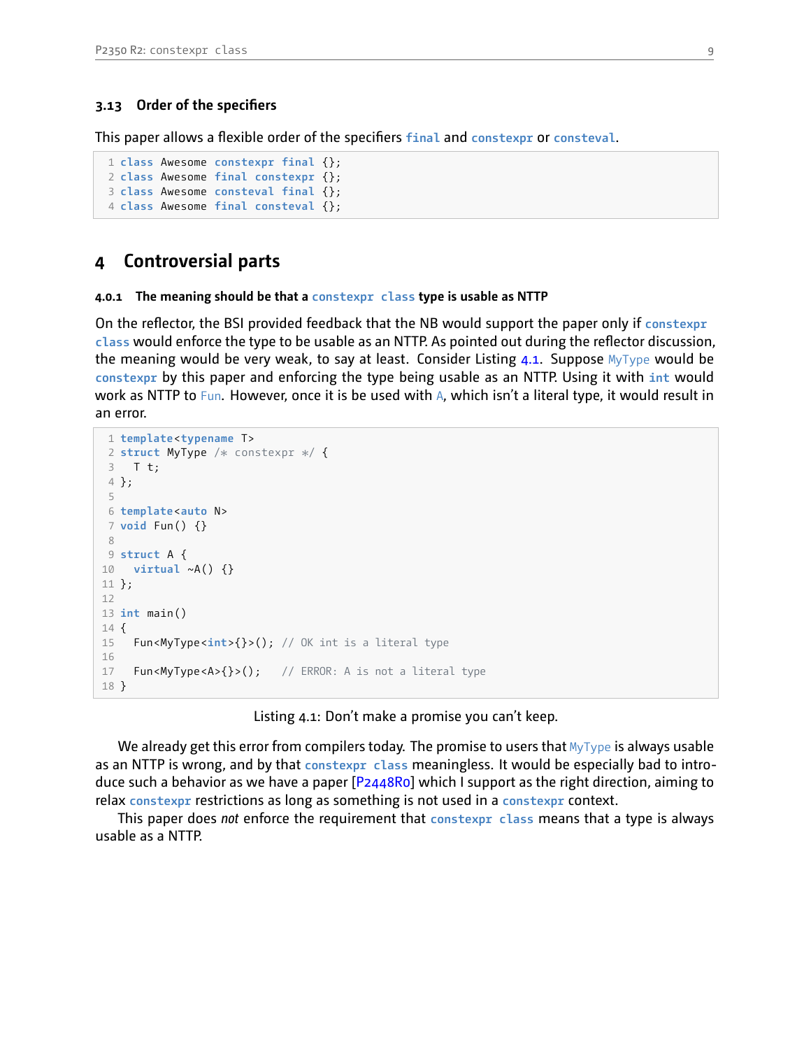### 3.13 Order of the specifiers

This paper allows a flexible order of the specifiers `final` and `constexpr` or `consteval`.

```
class Awesome constexpr final {};
class Awesome final constexpr {};
class Awesome consteval final {};
class Awesome final consteval {};
```

# 4 Controversial parts

#### 4.0.1 The meaning should be that a `constexpr class` type is usable as NTTP

On the reflector, the BSI provided feedback that the NB would support the paper only if `constexpr class` would enforce the type to be usable as an NTTP. As pointed out during the reflector discussion, the meaning would be very weak, to say at least. Consider Listing 4.1. Suppose `MyType` would be `constexpr` by this paper and enforcing the type being usable as an NTTP. Using it with `int` would work as NTTP to `Fun`. However, once it is be used with `A`, which isn't a literal type, it would result in an error.

```
template<typename T>
struct MyType /* constexpr */ {
  T t;
};

template<auto N>
void Fun() {}

struct A {
  virtual ~A() {}
};

int main()
{
  Fun<MyType<int>{}>(); // OK int is a literal type

  Fun<MyType<A>{}>();   // ERROR: A is not a literal type
}
```

Listing 4.1: Don't make a promise you can't keep.

We already get this error from compilers today. The promise to users that `MyType` is always usable as an NTTP is wrong, and by that `constexpr class` meaningless. It would be especially bad to introduce such a behavior as we have a paper [P2448R0] which I support as the right direction, aiming to relax `constexpr` restrictions as long as something is not used in a `constexpr` context.

This paper does *not* enforce the requirement that `constexpr class` means that a type is always usable as a NTTP.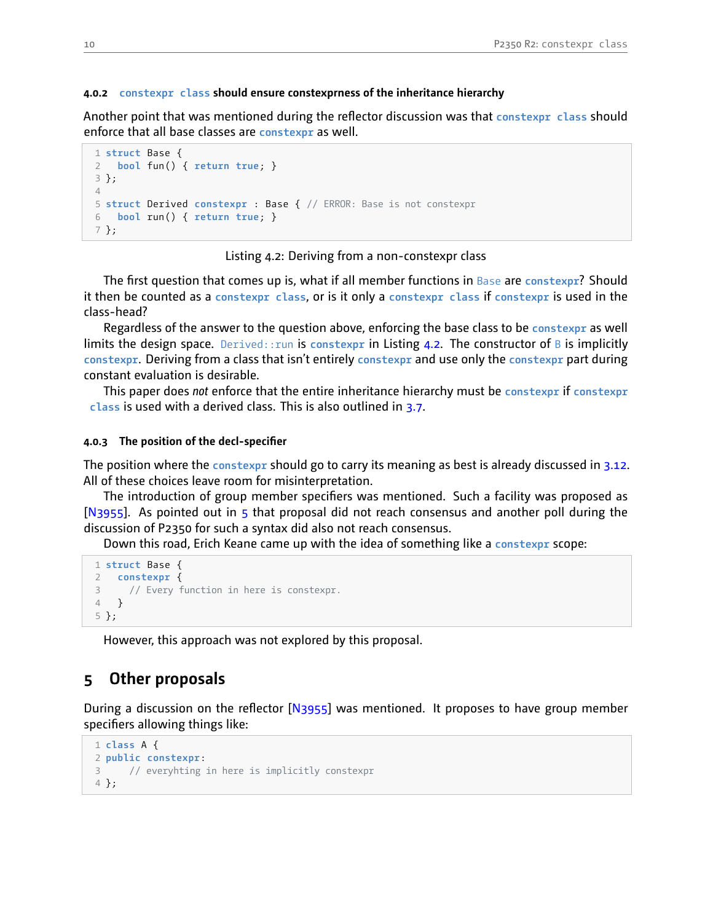#### 4.0.2 `constexpr class` should ensure constexprness of the inheritance hierarchy

Another point that was mentioned during the reflector discussion was that `constexpr class` should enforce that all base classes are `constexpr` as well.

```
struct Base {
  bool fun() { return true; }
};

struct Derived constexpr : Base { // ERROR: Base is not constexpr
  bool run() { return true; }
};
```

Listing 4.2: Deriving from a non-constexpr class

The first question that comes up is, what if all member functions in `Base` are `constexpr`? Should it then be counted as a `constexpr class`, or is it only a `constexpr class` if `constexpr` is used in the class-head?

Regardless of the answer to the question above, enforcing the base class to be `constexpr` as well limits the design space. `Derived::run` is `constexpr` in Listing 4.2. The constructor of `B` is implicitly `constexpr`. Deriving from a class that isn't entirely `constexpr` and use only the `constexpr` part during constant evaluation is desirable.

This paper does *not* enforce that the entire inheritance hierarchy must be `constexpr` if `constexpr class` is used with a derived class. This is also outlined in 3.7.

#### 4.0.3 The position of the decl-specifier

The position where the `constexpr` should go to carry its meaning as best is already discussed in 3.12. All of these choices leave room for misinterpretation.

The introduction of group member specifiers was mentioned. Such a facility was proposed as [N3955]. As pointed out in 5 that proposal did not reach consensus and another poll during the discussion of P2350 for such a syntax did also not reach consensus.

Down this road, Erich Keane came up with the idea of something like a `constexpr` scope:

```
struct Base {
  constexpr {
    // Every function in here is constexpr.
  }
};
```

However, this approach was not explored by this proposal.

## 5 Other proposals

During a discussion on the reflector [N3955] was mentioned. It proposes to have group member specifiers allowing things like:

```
class A {
public constexpr:
    // everyhting in here is implicitly constexpr
};
```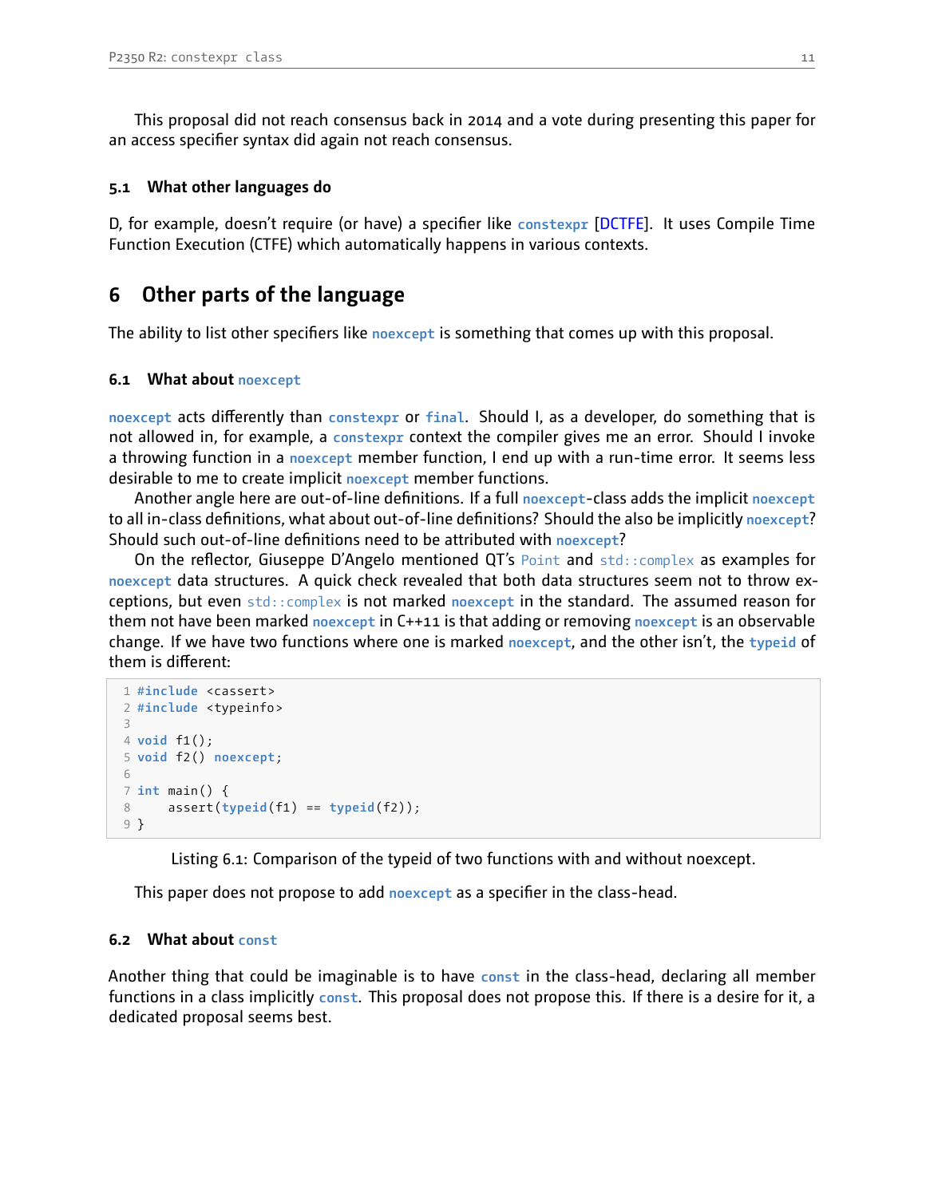This proposal did not reach consensus back in 2014 and a vote during presenting this paper for an access specifier syntax did again not reach consensus.

### 5.1 What other languages do

D, for example, doesn't require (or have) a specifier like `constexpr` [DCTFE]. It uses Compile Time Function Execution (CTFE) which automatically happens in various contexts.

## 6 Other parts of the language

The ability to list other specifiers like `noexcept` is something that comes up with this proposal.

### 6.1 What about `noexcept`

`noexcept` acts differently than `constexpr` or `final`. Should I, as a developer, do something that is not allowed in, for example, a `constexpr` context the compiler gives me an error. Should I invoke a throwing function in a `noexcept` member function, I end up with a run-time error. It seems less desirable to me to create implicit `noexcept` member functions.

Another angle here are out-of-line definitions. If a full `noexcept`-class adds the implicit `noexcept` to all in-class definitions, what about out-of-line definitions? Should the also be implicitly `noexcept`? Should such out-of-line definitions need to be attributed with `noexcept`?

On the reflector, Giuseppe D'Angelo mentioned QT's `Point` and `std::complex` as examples for `noexcept` data structures. A quick check revealed that both data structures seem not to throw exceptions, but even `std::complex` is not marked `noexcept` in the standard. The assumed reason for them not have been marked `noexcept` in C++11 is that adding or removing `noexcept` is an observable change. If we have two functions where one is marked `noexcept`, and the other isn't, the `typeid` of them is different:

```
1 #include <cassert>
2 #include <typeinfo>
3
4 void f1();
5 void f2() noexcept;
6
7 int main() {
8     assert(typeid(f1) == typeid(f2));
9 }
```

Listing 6.1: Comparison of the typeid of two functions with and without noexcept.

This paper does not propose to add `noexcept` as a specifier in the class-head.

### 6.2 What about `const`

Another thing that could be imaginable is to have `const` in the class-head, declaring all member functions in a class implicitly `const`. This proposal does not propose this. If there is a desire for it, a dedicated proposal seems best.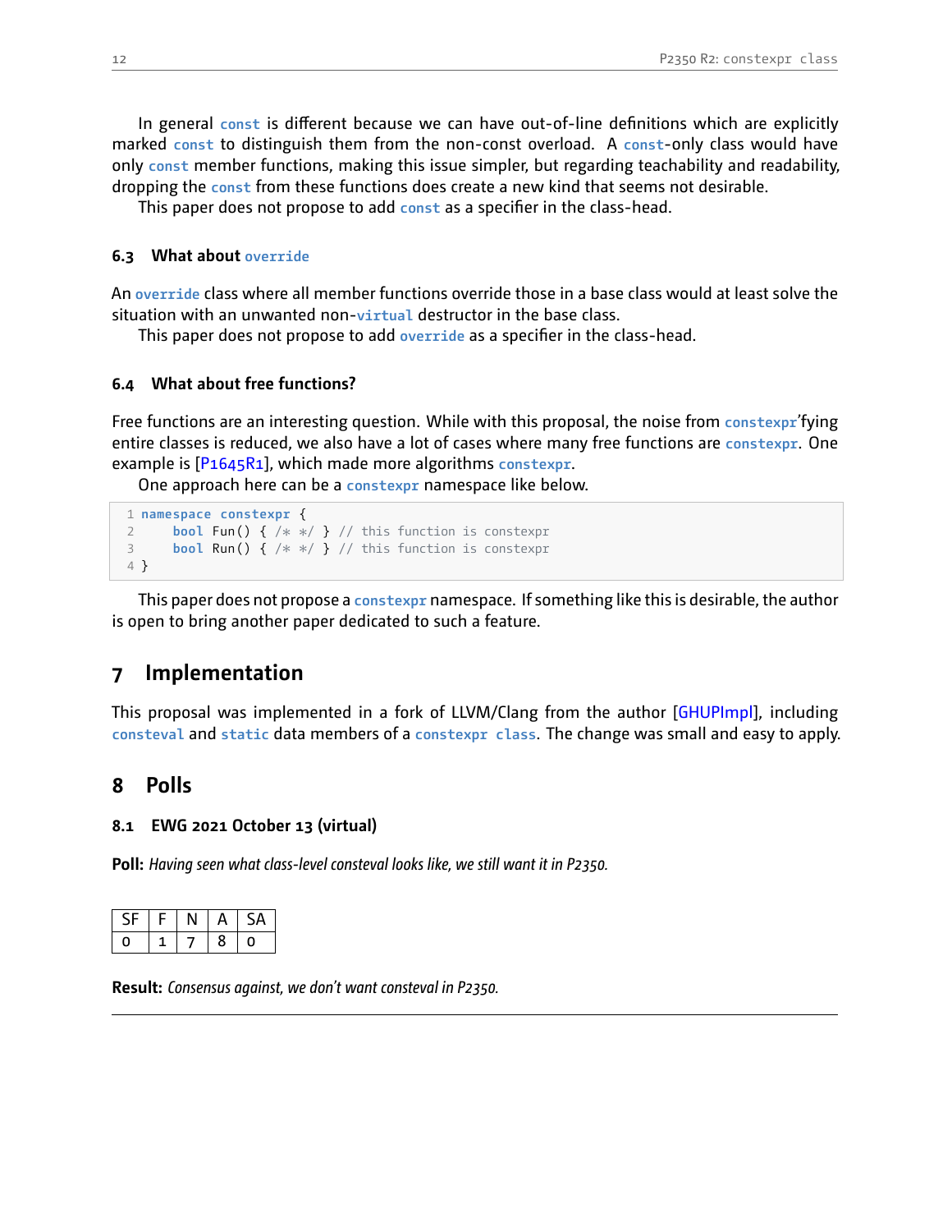In general `const` is different because we can have out-of-line definitions which are explicitly marked `const` to distinguish them from the non-const overload. A `const`-only class would have only `const` member functions, making this issue simpler, but regarding teachability and readability, dropping the `const` from these functions does create a new kind that seems not desirable.

This paper does not propose to add `const` as a specifier in the class-head.

### 6.3 What about `override`

An `override` class where all member functions override those in a base class would at least solve the situation with an unwanted non-`virtual` destructor in the base class.

This paper does not propose to add `override` as a specifier in the class-head.

### 6.4 What about free functions?

Free functions are an interesting question. While with this proposal, the noise from `constexpr`'fying entire classes is reduced, we also have a lot of cases where many free functions are `constexpr`. One example is [P1645R1], which made more algorithms `constexpr`.

One approach here can be a `constexpr` namespace like below.

```
namespace constexpr {
    bool Fun() { /* */ } // this function is constexpr
    bool Run() { /* */ } // this function is constexpr
}
```

This paper does not propose a `constexpr` namespace. If something like this is desirable, the author is open to bring another paper dedicated to such a feature.

## 7 Implementation

This proposal was implemented in a fork of LLVM/Clang from the author [GHUPImpl], including `consteval` and `static` data members of a `constexpr class`. The change was small and easy to apply.

## 8 Polls

### 8.1 EWG 2021 October 13 (virtual)

**Poll:** *Having seen what class-level consteval looks like, we still want it in P2350.*

| SF | F | N | A | SA |
|---|---|---|---|---|
| 0 | 1 | 7 | 8 | 0 |

**Result:** *Consensus against, we don't want consteval in P2350.*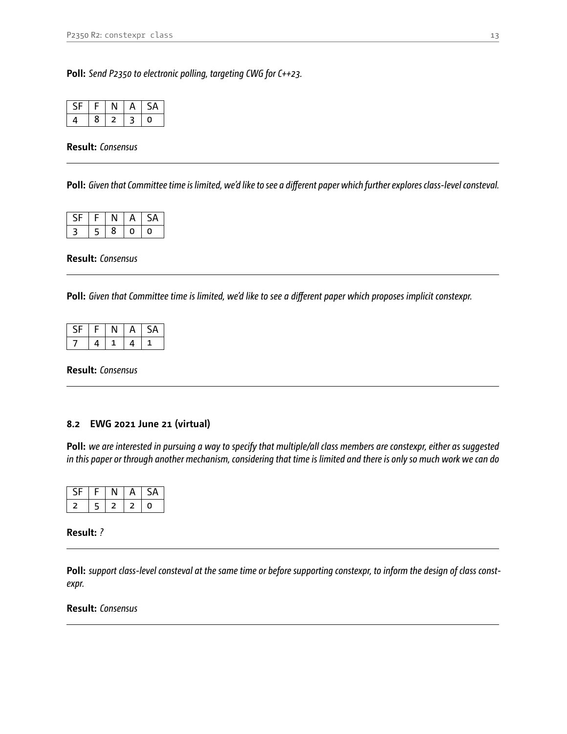**Poll:** *Send P2350 to electronic polling, targeting CWG for C++23.*

| SF | F | N | A | SA |
|---|---|---|---|---|
| 4 | 8 | 2 | 3 | 0 |

**Result:** *Consensus*

---

**Poll:** *Given that Committee time is limited, we'd like to see a different paper which further explores class-level consteval.*

| SF | F | N | A | SA |
|---|---|---|---|---|
| 3 | 5 | 8 | 0 | 0 |

**Result:** *Consensus*

---

**Poll:** *Given that Committee time is limited, we'd like to see a different paper which proposes implicit constexpr.*

| SF | F | N | A | SA |
|---|---|---|---|---|
| 7 | 4 | 1 | 4 | 1 |

**Result:** *Consensus*

---

### 8.2 EWG 2021 June 21 (virtual)

**Poll:** *we are interested in pursuing a way to specify that multiple/all class members are constexpr, either as suggested in this paper or through another mechanism, considering that time is limited and there is only so much work we can do*

| SF | F | N | A | SA |
|---|---|---|---|---|
| 2 | 5 | 2 | 2 | 0 |

**Result:** *?*

---

**Poll:** *support class-level consteval at the same time or before supporting constexpr, to inform the design of class constexpr.*

**Result:** *Consensus*

---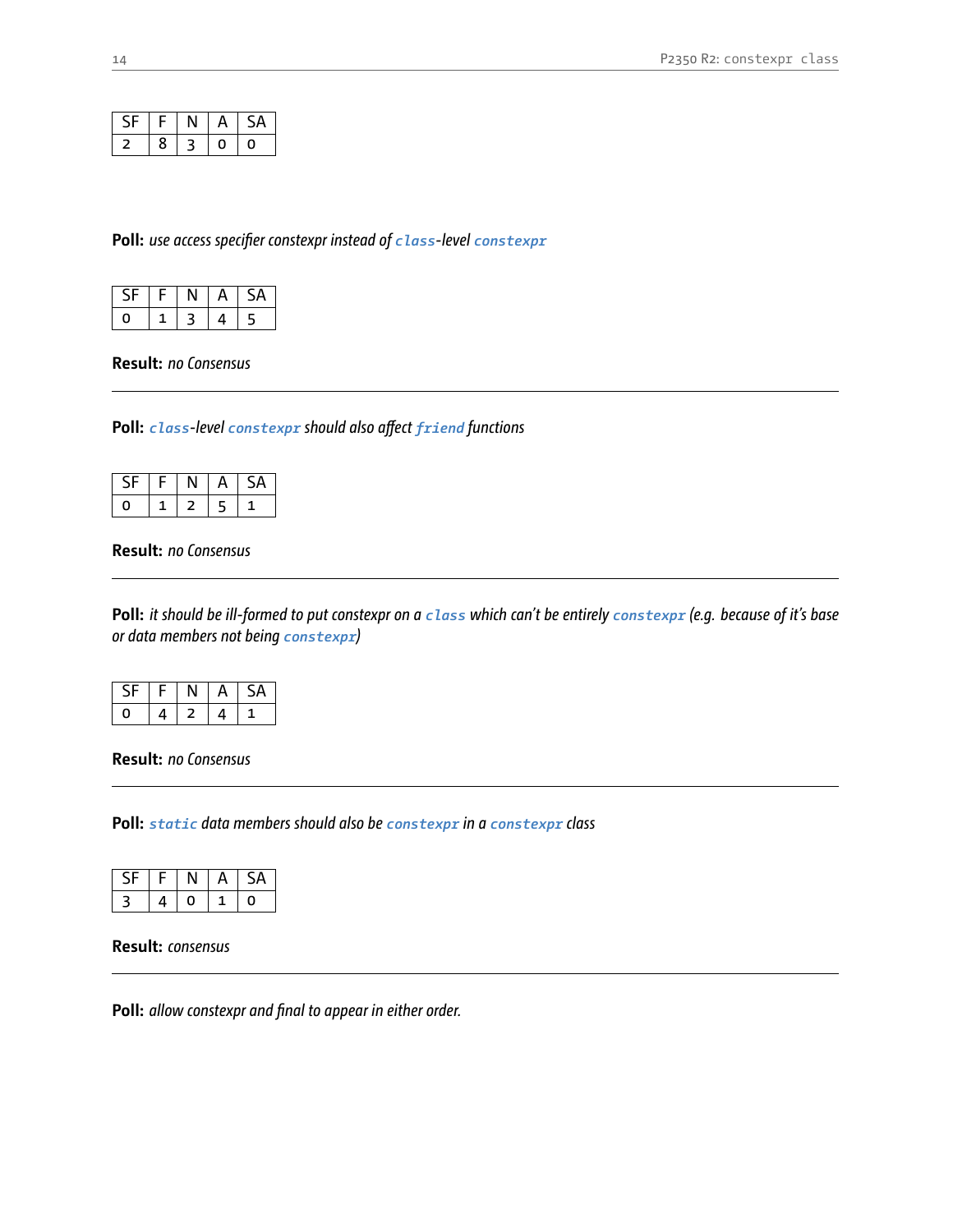| SF | F | N | A | SA |
|---|---|---|---|---|
| 2 | 8 | 3 | 0 | 0 |

**Poll:** *use access specifier constexpr instead of `class`-level `constexpr`*

| SF | F | N | A | SA |
|---|---|---|---|---|
| 0 | 1 | 3 | 4 | 5 |

**Result:** *no Consensus*

---

**Poll:** *`class`-level `constexpr` should also affect `friend` functions*

| SF | F | N | A | SA |
|---|---|---|---|---|
| 0 | 1 | 2 | 5 | 1 |

**Result:** *no Consensus*

---

**Poll:** *it should be ill-formed to put constexpr on a `class` which can't be entirely `constexpr` (e.g. because of it's base or data members not being `constexpr`)*

| SF | F | N | A | SA |
|---|---|---|---|---|
| 0 | 4 | 2 | 4 | 1 |

**Result:** *no Consensus*

---

**Poll:** *`static` data members should also be `constexpr` in a `constexpr` class*

| SF | F | N | A | SA |
|---|---|---|---|---|
| 3 | 4 | 0 | 1 | 0 |

**Result:** *consensus*

---

**Poll:** *allow constexpr and final to appear in either order.*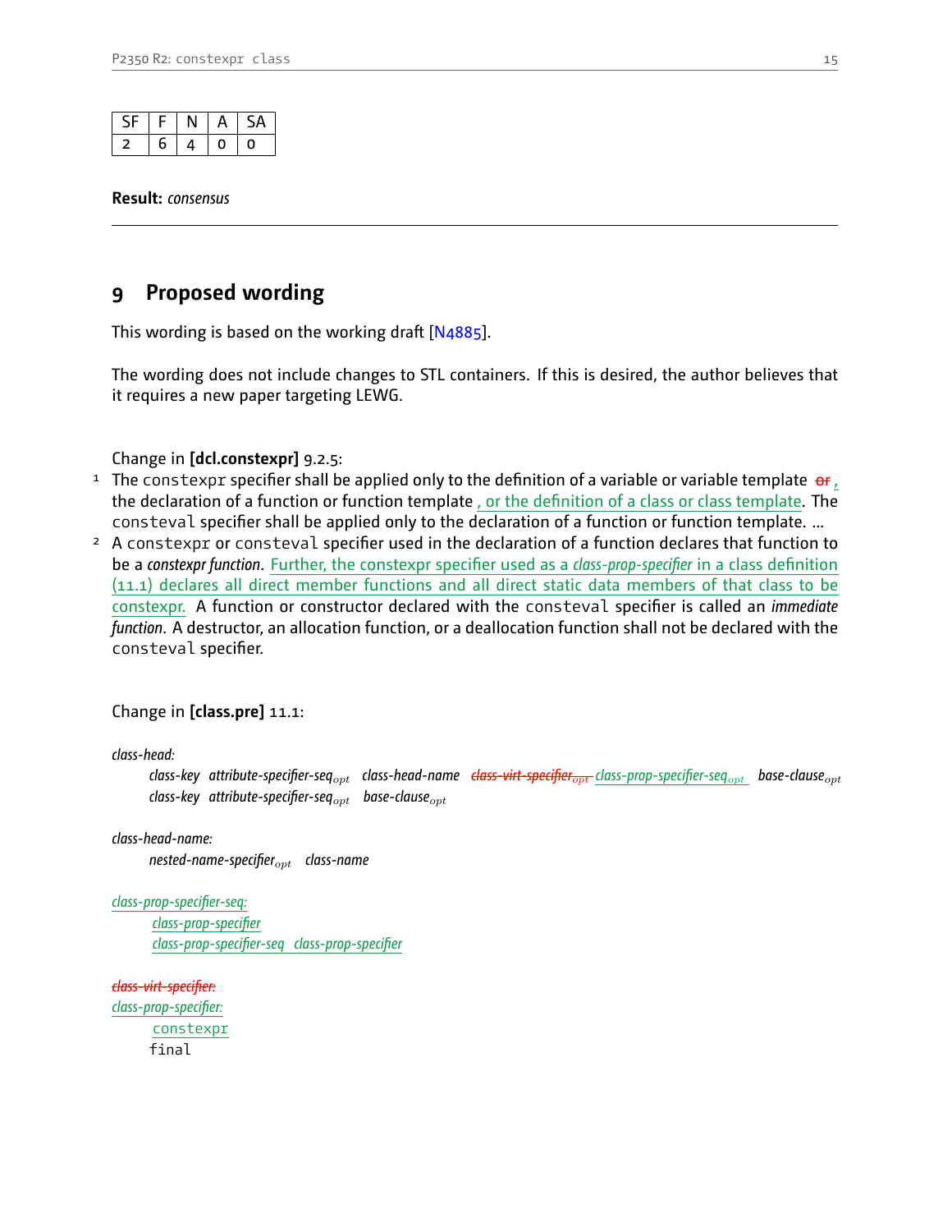| SF | F | N | A | SA |
|---|---|---|---|---|
| 2 | 6 | 4 | 0 | 0 |

**Result:** *consensus*

---

## 9 Proposed wording

This wording is based on the working draft [N4885].

The wording does not include changes to STL containers. If this is desired, the author believes that it requires a new paper targeting LEWG.

Change in **[dcl.constexpr]** 9.2.5:

1 The `constexpr` specifier shall be applied only to the definition of a variable or variable template ~~or~~ , the declaration of a function or function template , or the definition of a class or class template. The `consteval` specifier shall be applied only to the declaration of a function or function template. ...

2 A `constexpr` or `consteval` specifier used in the declaration of a function declares that function to be a *constexpr function*. Further, the constexpr specifier used as a *class-prop-specifier* in a class definition (11.1) declares all direct member functions and all direct static data members of that class to be constexpr. A function or constructor declared with the `consteval` specifier is called an *immediate function*. A destructor, an allocation function, or a deallocation function shall not be declared with the `consteval` specifier.

Change in **[class.pre]** 11.1:

*class-head:*
  *class-key attribute-specifier-seq*$_{opt}$ *class-head-name* ~~*class-virt-specifier*$_{opt}$~~ *class-prop-specifier-seq*$_{opt}$ *base-clause*$_{opt}$
  *class-key attribute-specifier-seq*$_{opt}$ *base-clause*$_{opt}$

*class-head-name:*
  *nested-name-specifier*$_{opt}$ *class-name*

*class-prop-specifier-seq:*
  *class-prop-specifier*
  *class-prop-specifier-seq class-prop-specifier*

~~*class-virt-specifier:*~~
*class-prop-specifier:*
  `constexpr`
  `final`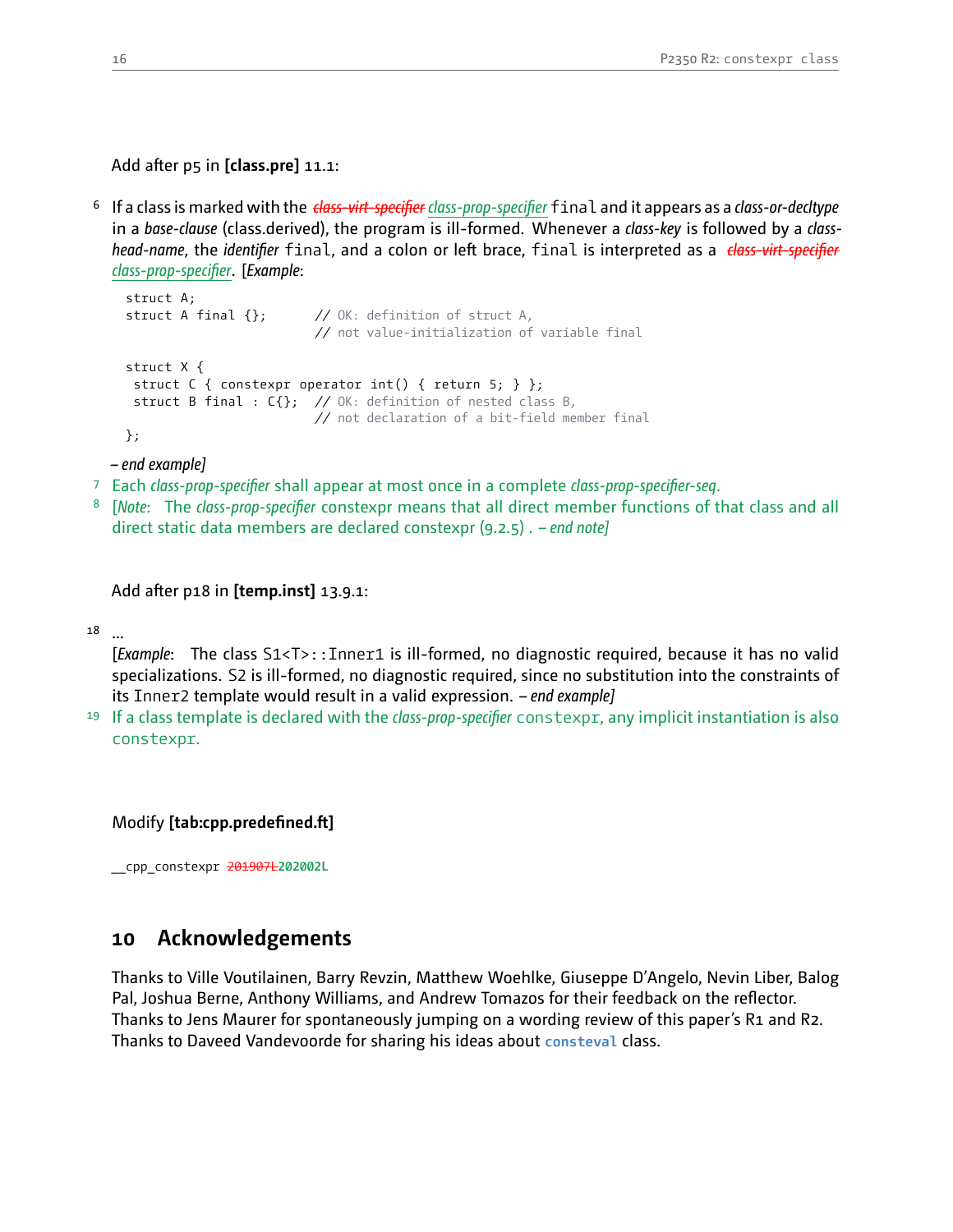Add after p5 in **[class.pre]** 11.1:

6 If a class is marked with the ~~*class-virt-specifier*~~ *class-prop-specifier* `final` and it appears as a *class-or-decltype* in a *base-clause* (class.derived), the program is ill-formed. Whenever a *class-key* is followed by a *class-head-name*, the *identifier* `final`, and a colon or left brace, `final` is interpreted as a ~~*class-virt-specifier*~~ *class-prop-specifier*. [*Example*:

```
struct A;
struct A final {};       // OK: definition of struct A,
                         // not value-initialization of variable final

struct X {
 struct C { constexpr operator int() { return 5; } };
 struct B final : C{};  // OK: definition of nested class B,
                         // not declaration of a bit-field member final
};
```

*– end example]*

7 Each *class-prop-specifier* shall appear at most once in a complete *class-prop-specifier-seq*.

8 [*Note*: The *class-prop-specifier* constexpr means that all direct member functions of that class and all direct static data members are declared constexpr (9.2.5) . *– end note]*

Add after p18 in **[temp.inst]** 13.9.1:

18 ...

[*Example*: The class `S1<T>::Inner1` is ill-formed, no diagnostic required, because it has no valid specializations. `S2` is ill-formed, no diagnostic required, since no substitution into the constraints of its `Inner2` template would result in a valid expression. *– end example]*

19 If a class template is declared with the *class-prop-specifier* `constexpr`, any implicit instantiation is also `constexpr`.

Modify **[tab:cpp.predefined.ft]**

```
__cpp_constexpr ~~201907L~~202002L
```

## 10 Acknowledgements

Thanks to Ville Voutilainen, Barry Revzin, Matthew Woehlke, Giuseppe D'Angelo, Nevin Liber, Balog Pal, Joshua Berne, Anthony Williams, and Andrew Tomazos for their feedback on the reflector.
Thanks to Jens Maurer for spontaneously jumping on a wording review of this paper's R1 and R2.
Thanks to Daveed Vandevoorde for sharing his ideas about **`consteval`** class.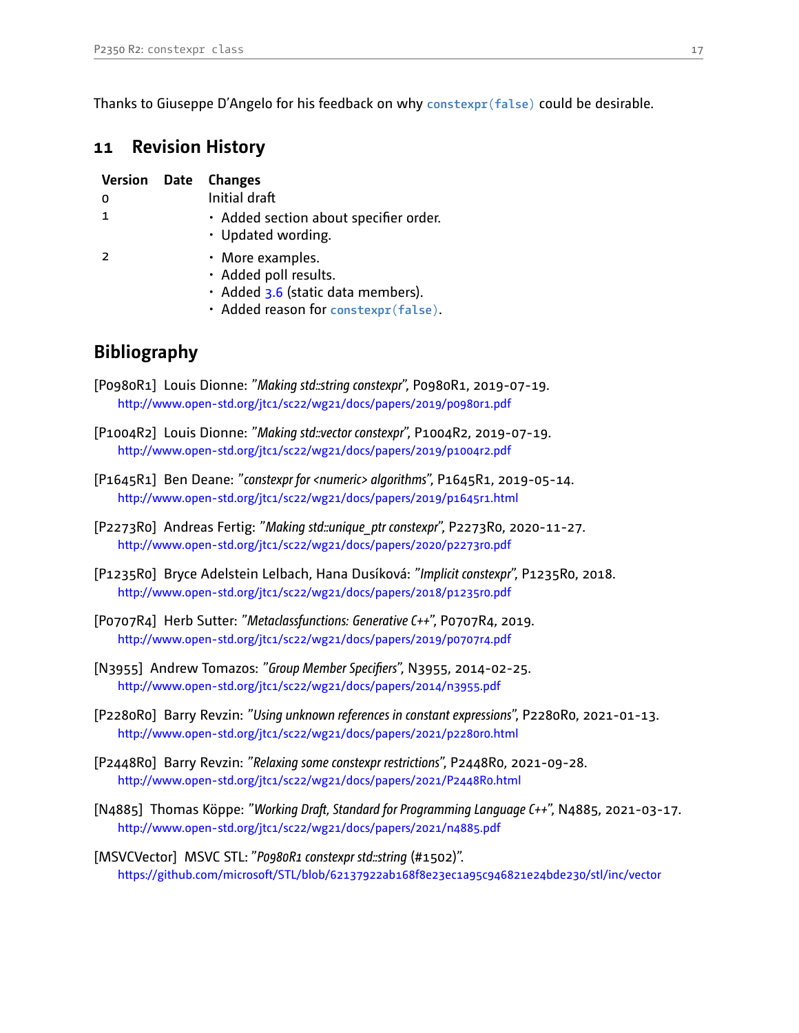Thanks to Giuseppe D'Angelo for his feedback on why `constexpr(false)` could be desirable.

## 11 Revision History

| Version | Date | Changes |
|---|---|---|
| 0 | | Initial draft |
| 1 | | • Added section about specifier order.<br>• Updated wording. |
| 2 | | • More examples.<br>• Added poll results.<br>• Added 3.6 (static data members).<br>• Added reason for `constexpr(false)`. |

## Bibliography

[P0980R1] Louis Dionne: *"Making std::string constexpr"*, P0980R1, 2019-07-19.
http://www.open-std.org/jtc1/sc22/wg21/docs/papers/2019/p0980r1.pdf

[P1004R2] Louis Dionne: *"Making std::vector constexpr"*, P1004R2, 2019-07-19.
http://www.open-std.org/jtc1/sc22/wg21/docs/papers/2019/p1004r2.pdf

[P1645R1] Ben Deane: *"constexpr for <numeric> algorithms"*, P1645R1, 2019-05-14.
http://www.open-std.org/jtc1/sc22/wg21/docs/papers/2019/p1645r1.html

[P2273R0] Andreas Fertig: *"Making std::unique_ptr constexpr"*, P2273R0, 2020-11-27.
http://www.open-std.org/jtc1/sc22/wg21/docs/papers/2020/p2273r0.pdf

[P1235R0] Bryce Adelstein Lelbach, Hana Dusíková: *"Implicit constexpr"*, P1235R0, 2018.
http://www.open-std.org/jtc1/sc22/wg21/docs/papers/2018/p1235r0.pdf

[P0707R4] Herb Sutter: *"Metaclassfunctions: Generative C++"*, P0707R4, 2019.
http://www.open-std.org/jtc1/sc22/wg21/docs/papers/2019/p0707r4.pdf

[N3955] Andrew Tomazos: *"Group Member Specifiers"*, N3955, 2014-02-25.
http://www.open-std.org/jtc1/sc22/wg21/docs/papers/2014/n3955.pdf

[P2280R0] Barry Revzin: *"Using unknown references in constant expressions"*, P2280R0, 2021-01-13.
http://www.open-std.org/jtc1/sc22/wg21/docs/papers/2021/p2280r0.html

[P2448R0] Barry Revzin: *"Relaxing some constexpr restrictions"*, P2448R0, 2021-09-28.
http://www.open-std.org/jtc1/sc22/wg21/docs/papers/2021/P2448R0.html

[N4885] Thomas Köppe: *"Working Draft, Standard for Programming Language C++"*, N4885, 2021-03-17.
http://www.open-std.org/jtc1/sc22/wg21/docs/papers/2021/n4885.pdf

[MSVCVector] MSVC STL: *"P0980R1 constexpr std::string* (#1502)*"*.
https://github.com/microsoft/STL/blob/62137922ab168f8e23ec1a95c946821e24bde230/stl/inc/vector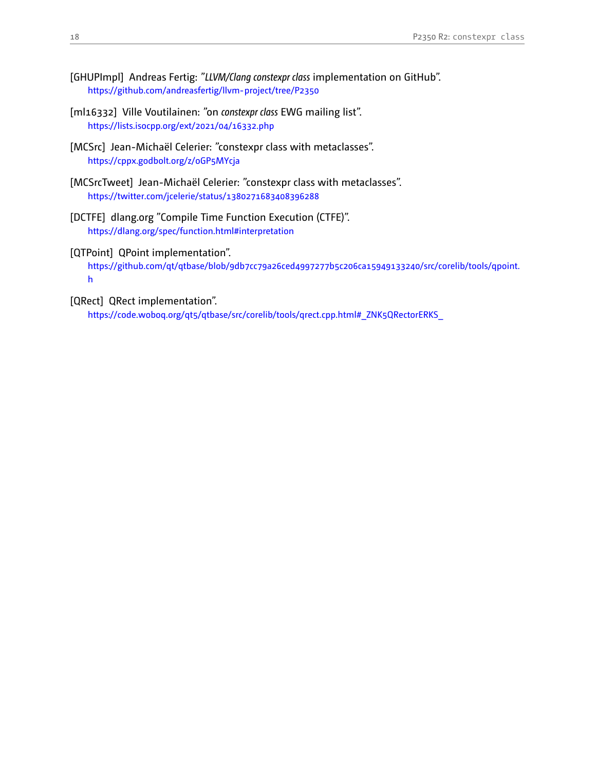[GHUPImpl] Andreas Fertig: ”*LLVM/Clang constexpr class* implementation on GitHub”.
https://github.com/andreasfertig/llvm-project/tree/P2350

[ml16332] Ville Voutilainen: ”on *constexpr class* EWG mailing list”.
https://lists.isocpp.org/ext/2021/04/16332.php

[MCSrc] Jean-Michaël Celerier: ”constexpr class with metaclasses”.
https://cppx.godbolt.org/z/oGP5MYcja

[MCSrcTweet] Jean-Michaël Celerier: ”constexpr class with metaclasses”.
https://twitter.com/jcelerie/status/1380271683408396288

[DCTFE] dlang.org ”Compile Time Function Execution (CTFE)”.
https://dlang.org/spec/function.html#interpretation

[QTPoint] QPoint implementation”.
https://github.com/qt/qtbase/blob/9db7cc79a26ced4997277b5c206ca15949133240/src/corelib/tools/qpoint.h

[QRect] QRect implementation”.
https://code.woboq.org/qt5/qtbase/src/corelib/tools/qrect.cpp.html#_ZNK5QRectorERKS_